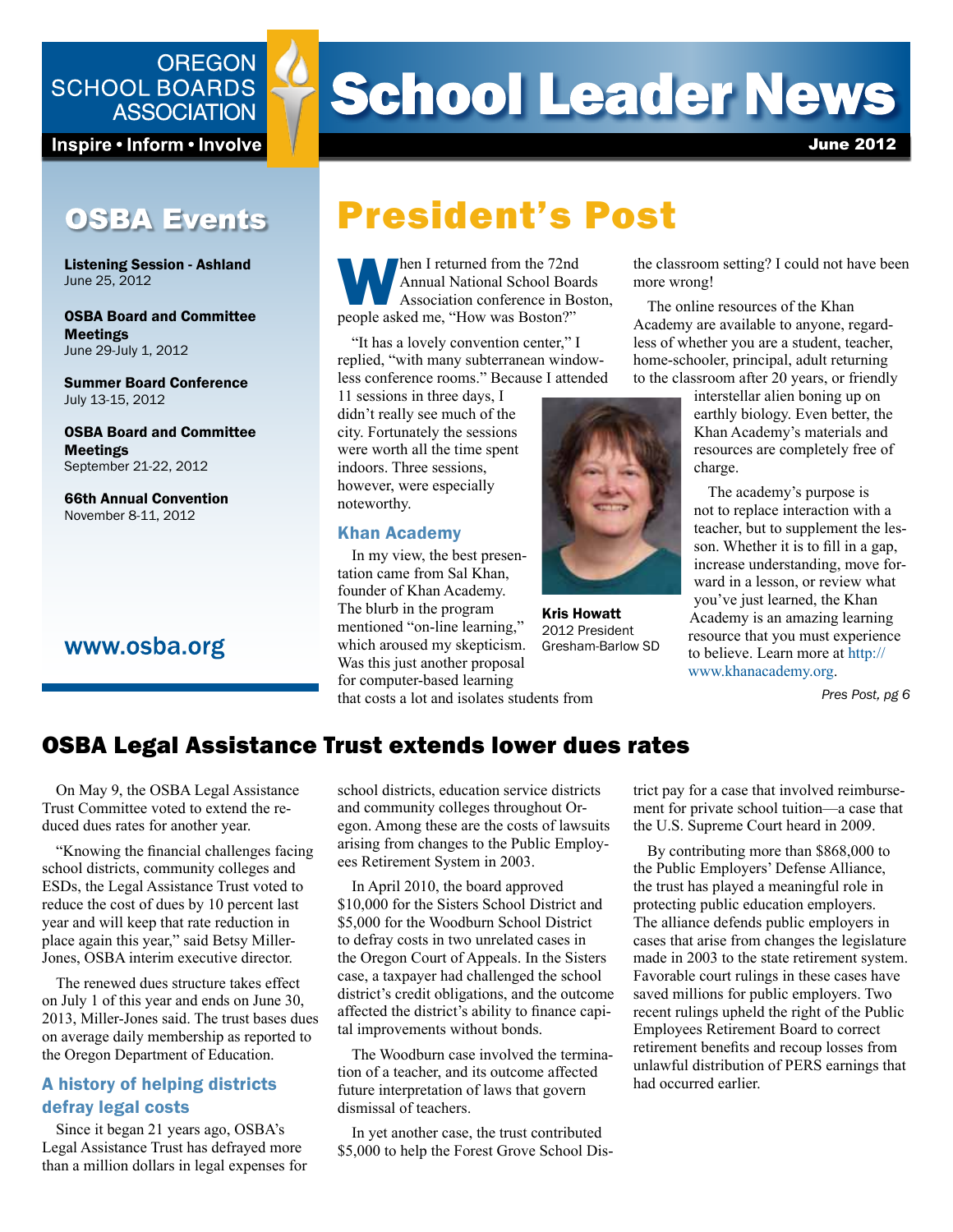OREGON SCHOOL BOARDS ASSOCIATION

Inspire • Inform • Involve

# School Leader News

June 2012

## OSBA Events

**Listening Session - Ashland**
June 25, 2012

**OSBA Board and Committee Meetings**
June 29-July 1, 2012

**Summer Board Conference**
July 13-15, 2012

**OSBA Board and Committee Meetings**
September 21-22, 2012

**66th Annual Convention**
November 8-11, 2012

**www.osba.org**

## President's Post

When I returned from the 72nd Annual National School Boards Association conference in Boston, people asked me, "How was Boston?"

"It has a lovely convention center," I replied, "with many subterranean windowless conference rooms." Because I attended 11 sessions in three days, I didn't really see much of the city. Fortunately the sessions were worth all the time spent indoors. Three sessions, however, were especially noteworthy.

### Khan Academy

In my view, the best presentation came from Sal Khan, founder of Khan Academy. The blurb in the program mentioned "on-line learning," which aroused my skepticism. Was this just another proposal for computer-based learning that costs a lot and isolates students from the classroom setting? I could not have been more wrong!

The online resources of the Khan Academy are available to anyone, regardless of whether you are a student, teacher, home-schooler, principal, adult returning to the classroom after 20 years, or friendly interstellar alien boning up on earthly biology. Even better, the Khan Academy's materials and resources are completely free of charge.

The academy's purpose is not to replace interaction with a teacher, but to supplement the lesson. Whether it is to fill in a gap, increase understanding, move forward in a lesson, or review what you've just learned, the Khan Academy is an amazing learning resource that you must experience to believe. Learn more at http://www.khanacademy.org.

**Kris Howatt**
2012 President
Gresham-Barlow SD

*Pres Post, pg 6*

## OSBA Legal Assistance Trust extends lower dues rates

On May 9, the OSBA Legal Assistance Trust Committee voted to extend the reduced dues rates for another year.

"Knowing the financial challenges facing school districts, community colleges and ESDs, the Legal Assistance Trust voted to reduce the cost of dues by 10 percent last year and will keep that rate reduction in place again this year," said Betsy Miller-Jones, OSBA interim executive director.

The renewed dues structure takes effect on July 1 of this year and ends on June 30, 2013, Miller-Jones said. The trust bases dues on average daily membership as reported to the Oregon Department of Education.

### A history of helping districts defray legal costs

Since it began 21 years ago, OSBA's Legal Assistance Trust has defrayed more than a million dollars in legal expenses for school districts, education service districts and community colleges throughout Oregon. Among these are the costs of lawsuits arising from changes to the Public Employees Retirement System in 2003.

In April 2010, the board approved $10,000 for the Sisters School District and $5,000 for the Woodburn School District to defray costs in two unrelated cases in the Oregon Court of Appeals. In the Sisters case, a taxpayer had challenged the school district's credit obligations, and the outcome affected the district's ability to finance capital improvements without bonds.

The Woodburn case involved the termination of a teacher, and its outcome affected future interpretation of laws that govern dismissal of teachers.

In yet another case, the trust contributed $5,000 to help the Forest Grove School District pay for a case that involved reimbursement for private school tuition—a case that the U.S. Supreme Court heard in 2009.

By contributing more than $868,000 to the Public Employers' Defense Alliance, the trust has played a meaningful role in protecting public education employers. The alliance defends public employers in cases that arise from changes the legislature made in 2003 to the state retirement system. Favorable court rulings in these cases have saved millions for public employers. Two recent rulings upheld the right of the Public Employees Retirement Board to correct retirement benefits and recoup losses from unlawful distribution of PERS earnings that had occurred earlier.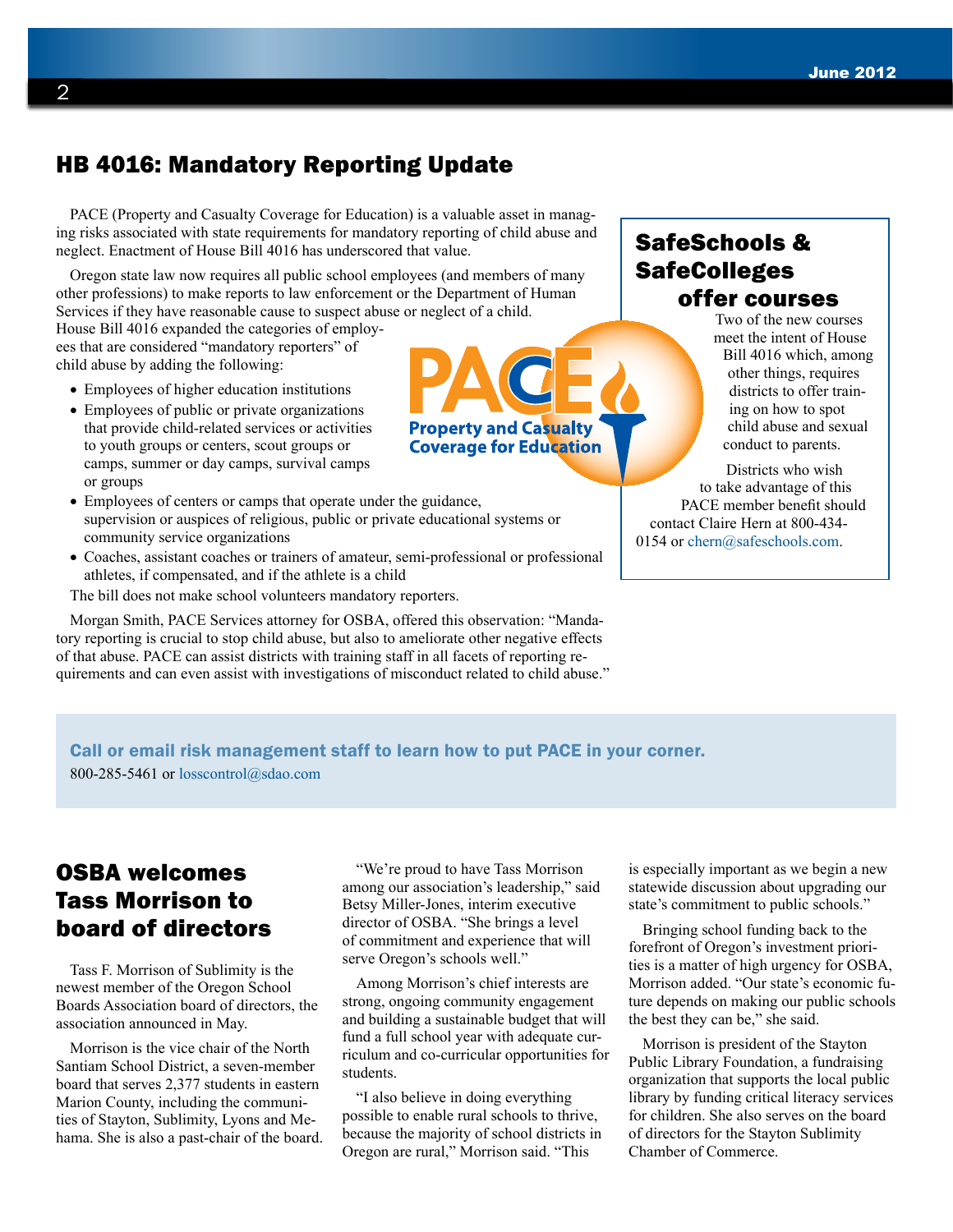## HB 4016: Mandatory Reporting Update

PACE (Property and Casualty Coverage for Education) is a valuable asset in managing risks associated with state requirements for mandatory reporting of child abuse and neglect. Enactment of House Bill 4016 has underscored that value.

Oregon state law now requires all public school employees (and members of many other professions) to make reports to law enforcement or the Department of Human Services if they have reasonable cause to suspect abuse or neglect of a child. House Bill 4016 expanded the categories of employees that are considered "mandatory reporters" of child abuse by adding the following:

- Employees of higher education institutions
- Employees of public or private organizations that provide child-related services or activities to youth groups or centers, scout groups or camps, summer or day camps, survival camps or groups
- Employees of centers or camps that operate under the guidance, supervision or auspices of religious, public or private educational systems or community service organizations
- Coaches, assistant coaches or trainers of amateur, semi-professional or professional athletes, if compensated, and if the athlete is a child

The bill does not make school volunteers mandatory reporters.

Morgan Smith, PACE Services attorney for OSBA, offered this observation: "Mandatory reporting is crucial to stop child abuse, but also to ameliorate other negative effects of that abuse. PACE can assist districts with training staff in all facets of reporting requirements and can even assist with investigations of misconduct related to child abuse."

PACE
Property and Casualty Coverage for Education

### SafeSchools & SafeColleges offer courses

Two of the new courses meet the intent of House Bill 4016 which, among other things, requires districts to offer training on how to spot child abuse and sexual conduct to parents.

Districts who wish to take advantage of this PACE member benefit should contact Claire Hern at 800-434-0154 or chern@safeschools.com.

**Call or email risk management staff to learn how to put PACE in your corner.**
800-285-5461 or losscontrol@sdao.com

## OSBA welcomes Tass Morrison to board of directors

Tass F. Morrison of Sublimity is the newest member of the Oregon School Boards Association board of directors, the association announced in May.

Morrison is the vice chair of the North Santiam School District, a seven-member board that serves 2,377 students in eastern Marion County, including the communities of Stayton, Sublimity, Lyons and Mehama. She is also a past-chair of the board.

"We're proud to have Tass Morrison among our association's leadership," said Betsy Miller-Jones, interim executive director of OSBA. "She brings a level of commitment and experience that will serve Oregon's schools well."

Among Morrison's chief interests are strong, ongoing community engagement and building a sustainable budget that will fund a full school year with adequate curriculum and co-curricular opportunities for students.

"I also believe in doing everything possible to enable rural schools to thrive, because the majority of school districts in Oregon are rural," Morrison said. "This is especially important as we begin a new statewide discussion about upgrading our state's commitment to public schools."

Bringing school funding back to the forefront of Oregon's investment priorities is a matter of high urgency for OSBA, Morrison added. "Our state's economic future depends on making our public schools the best they can be," she said.

Morrison is president of the Stayton Public Library Foundation, a fundraising organization that supports the local public library by funding critical literacy services for children. She also serves on the board of directors for the Stayton Sublimity Chamber of Commerce.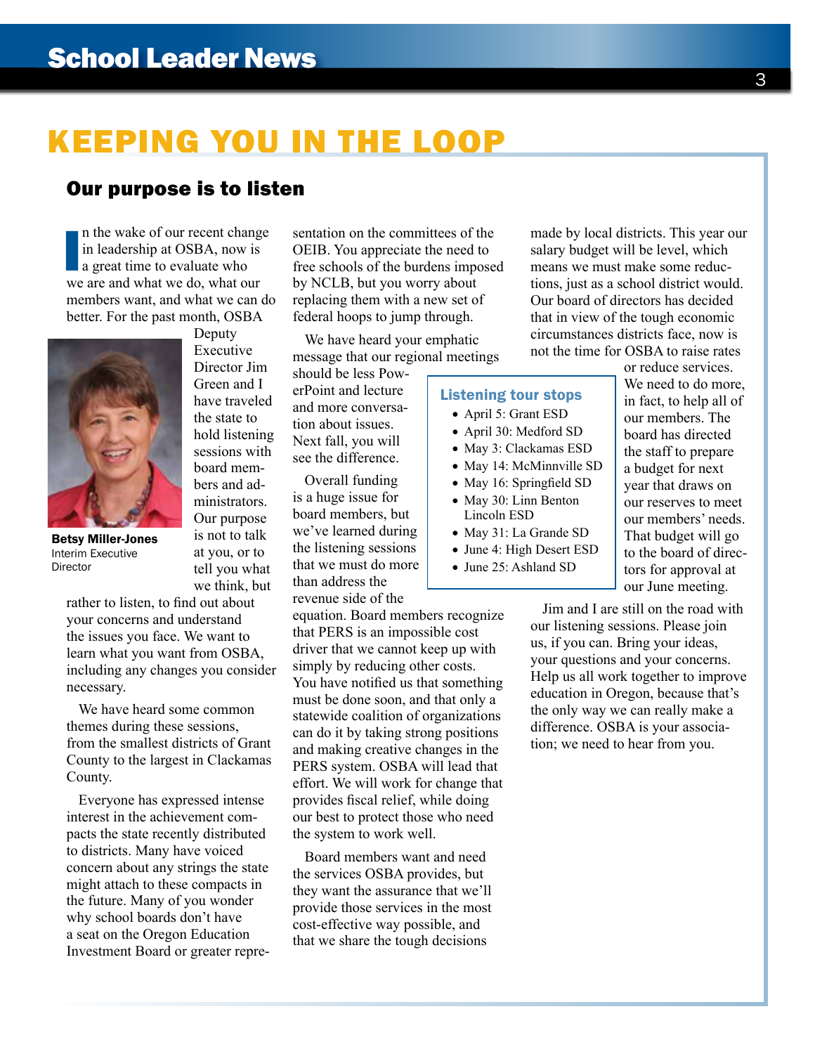# KEEPING YOU IN THE LOOP

## Our purpose is to listen

In the wake of our recent change in leadership at OSBA, now is a great time to evaluate who we are and what we do, what our members want, and what we can do better. For the past month, OSBA Deputy Executive Director Jim Green and I have traveled the state to hold listening sessions with board members and administrators. Our purpose is not to talk at you, or to tell you what we think, but rather to listen, to find out about your concerns and understand the issues you face. We want to learn what you want from OSBA, including any changes you consider necessary.

**Betsy Miller-Jones**
Interim Executive Director

We have heard some common themes during these sessions, from the smallest districts of Grant County to the largest in Clackamas County.

Everyone has expressed intense interest in the achievement compacts the state recently distributed to districts. Many have voiced concern about any strings the state might attach to these compacts in the future. Many of you wonder why school boards don't have a seat on the Oregon Education Investment Board or greater representation on the committees of the OEIB. You appreciate the need to free schools of the burdens imposed by NCLB, but you worry about replacing them with a new set of federal hoops to jump through.

We have heard your emphatic message that our regional meetings should be less PowerPoint and lecture and more conversation about issues. Next fall, you will see the difference.

Overall funding is a huge issue for board members, but we've learned during the listening sessions that we must do more than address the revenue side of the equation. Board members recognize that PERS is an impossible cost driver that we cannot keep up with simply by reducing other costs. You have notified us that something must be done soon, and that only a statewide coalition of organizations can do it by taking strong positions and making creative changes in the PERS system. OSBA will lead that effort. We will work for change that provides fiscal relief, while doing our best to protect those who need the system to work well.

Board members want and need the services OSBA provides, but they want the assurance that we'll provide those services in the most cost-effective way possible, and that we share the tough decisions made by local districts. This year our salary budget will be level, which means we must make some reductions, just as a school district would. Our board of directors has decided that in view of the tough economic circumstances districts face, now is not the time for OSBA to raise rates or reduce services. We need to do more, in fact, to help all of our members. The board has directed the staff to prepare a budget for next year that draws on our reserves to meet our members' needs. That budget will go to the board of directors for approval at our June meeting.

Jim and I are still on the road with our listening sessions. Please join us, if you can. Bring your ideas, your questions and your concerns. Help us all work together to improve education in Oregon, because that's the only way we can really make a difference. OSBA is your association; we need to hear from you.

### Listening tour stops

- April 5: Grant ESD
- April 30: Medford SD
- May 3: Clackamas ESD
- May 14: McMinnville SD
- May 16: Springfield SD
- May 30: Linn Benton Lincoln ESD
- May 31: La Grande SD
- June 4: High Desert ESD
- June 25: Ashland SD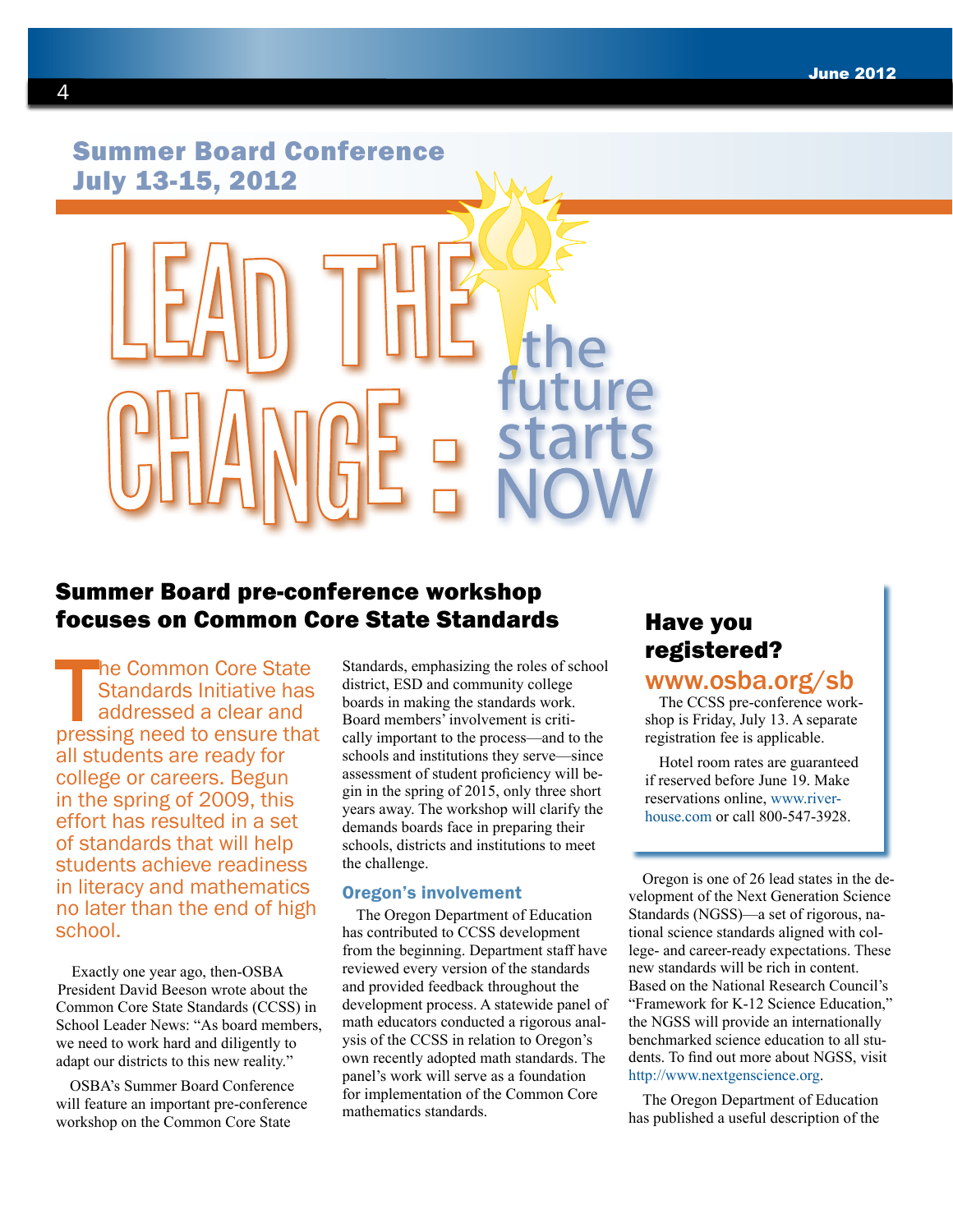## Summer Board Conference
## July 13-15, 2012

# LEAD THE CHANGE: the future starts NOW

## Summer Board pre-conference workshop focuses on Common Core State Standards

The Common Core State Standards Initiative has addressed a clear and pressing need to ensure that all students are ready for college or careers. Begun in the spring of 2009, this effort has resulted in a set of standards that will help students achieve readiness in literacy and mathematics no later than the end of high school.

Exactly one year ago, then-OSBA President David Beeson wrote about the Common Core State Standards (CCSS) in School Leader News: "As board members, we need to work hard and diligently to adapt our districts to this new reality."

OSBA's Summer Board Conference will feature an important pre-conference workshop on the Common Core State Standards, emphasizing the roles of school district, ESD and community college boards in making the standards work. Board members' involvement is critically important to the process—and to the schools and institutions they serve—since assessment of student proficiency will begin in the spring of 2015, only three short years away. The workshop will clarify the demands boards face in preparing their schools, districts and institutions to meet the challenge.

### Oregon's involvement

The Oregon Department of Education has contributed to CCSS development from the beginning. Department staff have reviewed every version of the standards and provided feedback throughout the development process. A statewide panel of math educators conducted a rigorous analysis of the CCSS in relation to Oregon's own recently adopted math standards. The panel's work will serve as a foundation for implementation of the Common Core mathematics standards.

Oregon is one of 26 lead states in the development of the Next Generation Science Standards (NGSS)—a set of rigorous, national science standards aligned with college- and career-ready expectations. These new standards will be rich in content. Based on the National Research Council's "Framework for K-12 Science Education," the NGSS will provide an internationally benchmarked science education to all students. To find out more about NGSS, visit http://www.nextgenscience.org.

The Oregon Department of Education has published a useful description of the

### Have you registered?

**www.osba.org/sb**

The CCSS pre-conference workshop is Friday, July 13. A separate registration fee is applicable.

Hotel room rates are guaranteed if reserved before June 19. Make reservations online, www.riverhouse.com or call 800-547-3928.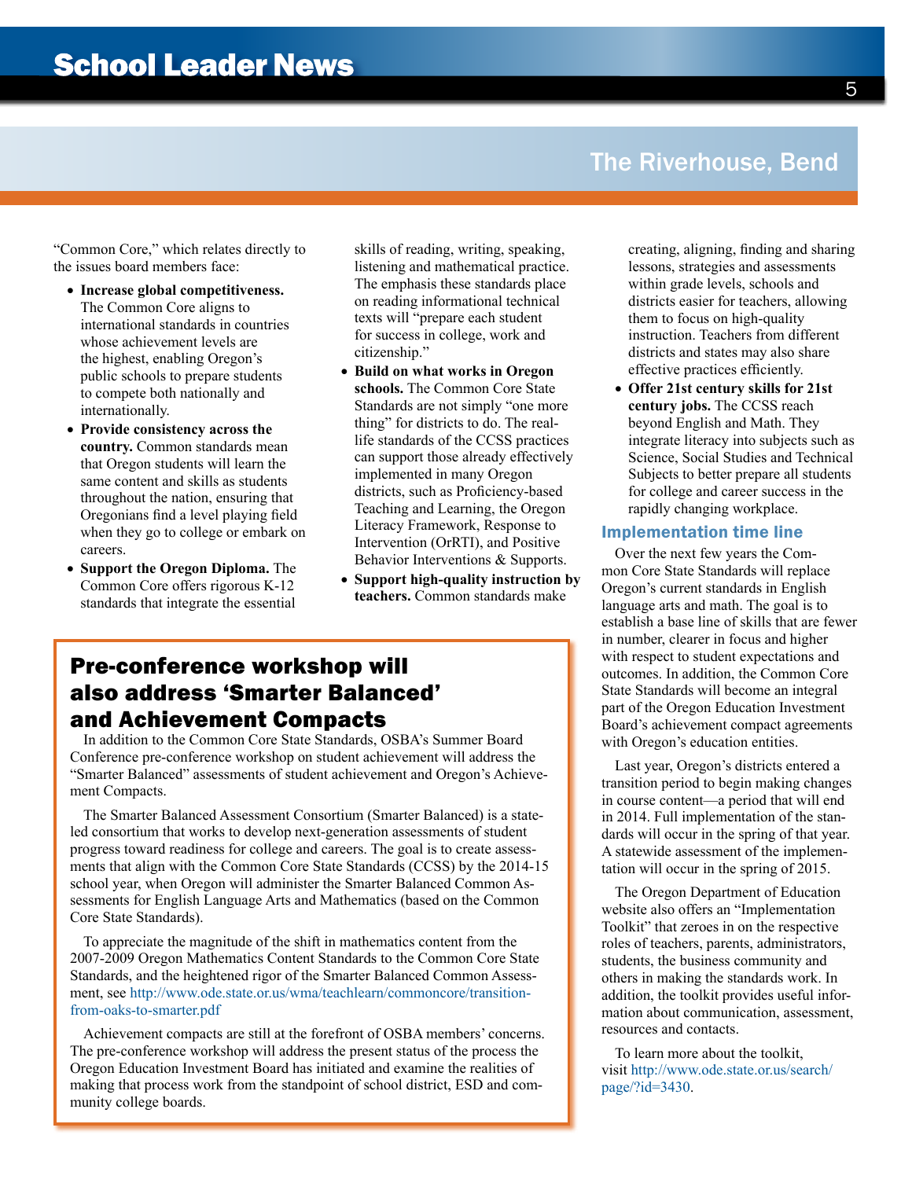"Common Core," which relates directly to the issues board members face:

- **Increase global competitiveness.** The Common Core aligns to international standards in countries whose achievement levels are the highest, enabling Oregon's public schools to prepare students to compete both nationally and internationally.
- **Provide consistency across the country.** Common standards mean that Oregon students will learn the same content and skills as students throughout the nation, ensuring that Oregonians find a level playing field when they go to college or embark on careers.
- **Support the Oregon Diploma.** The Common Core offers rigorous K-12 standards that integrate the essential skills of reading, writing, speaking, listening and mathematical practice. The emphasis these standards place on reading informational technical texts will "prepare each student for success in college, work and citizenship."
- **Build on what works in Oregon schools.** The Common Core State Standards are not simply "one more thing" for districts to do. The real-life standards of the CCSS practices can support those already effectively implemented in many Oregon districts, such as Proficiency-based Teaching and Learning, the Oregon Literacy Framework, Response to Intervention (OrRTI), and Positive Behavior Interventions & Supports.
- **Support high-quality instruction by teachers.** Common standards make creating, aligning, finding and sharing lessons, strategies and assessments within grade levels, schools and districts easier for teachers, allowing them to focus on high-quality instruction. Teachers from different districts and states may also share effective practices efficiently.
- **Offer 21st century skills for 21st century jobs.** The CCSS reach beyond English and Math. They integrate literacy into subjects such as Science, Social Studies and Technical Subjects to better prepare all students for college and career success in the rapidly changing workplace.

## Implementation time line

Over the next few years the Common Core State Standards will replace Oregon's current standards in English language arts and math. The goal is to establish a base line of skills that are fewer in number, clearer in focus and higher with respect to student expectations and outcomes. In addition, the Common Core State Standards will become an integral part of the Oregon Education Investment Board's achievement compact agreements with Oregon's education entities.

Last year, Oregon's districts entered a transition period to begin making changes in course content—a period that will end in 2014. Full implementation of the standards will occur in the spring of that year. A statewide assessment of the implementation will occur in the spring of 2015.

The Oregon Department of Education website also offers an "Implementation Toolkit" that zeroes in on the respective roles of teachers, parents, administrators, students, the business community and others in making the standards work. In addition, the toolkit provides useful information about communication, assessment, resources and contacts.

To learn more about the toolkit, visit http://www.ode.state.or.us/search/page/?id=3430.

## Pre-conference workshop will also address 'Smarter Balanced' and Achievement Compacts

In addition to the Common Core State Standards, OSBA's Summer Board Conference pre-conference workshop on student achievement will address the "Smarter Balanced" assessments of student achievement and Oregon's Achievement Compacts.

The Smarter Balanced Assessment Consortium (Smarter Balanced) is a state-led consortium that works to develop next-generation assessments of student progress toward readiness for college and careers. The goal is to create assessments that align with the Common Core State Standards (CCSS) by the 2014-15 school year, when Oregon will administer the Smarter Balanced Common Assessments for English Language Arts and Mathematics (based on the Common Core State Standards).

To appreciate the magnitude of the shift in mathematics content from the 2007-2009 Oregon Mathematics Content Standards to the Common Core State Standards, and the heightened rigor of the Smarter Balanced Common Assessment, see http://www.ode.state.or.us/wma/teachlearn/commoncore/transition-from-oaks-to-smarter.pdf

Achievement compacts are still at the forefront of OSBA members' concerns. The pre-conference workshop will address the present status of the process the Oregon Education Investment Board has initiated and examine the realities of making that process work from the standpoint of school district, ESD and community college boards.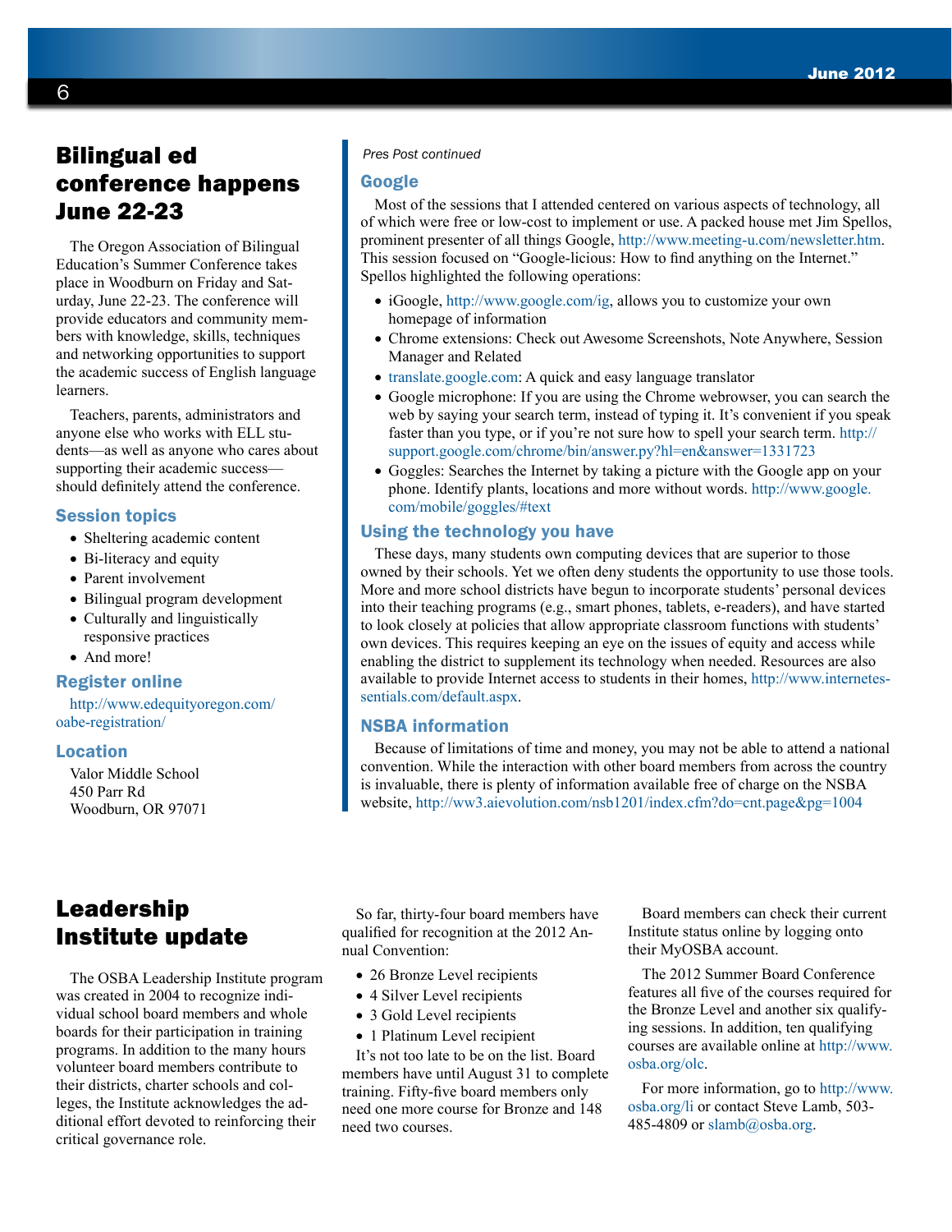## Bilingual ed conference happens June 22-23

The Oregon Association of Bilingual Education's Summer Conference takes place in Woodburn on Friday and Saturday, June 22-23. The conference will provide educators and community members with knowledge, skills, techniques and networking opportunities to support the academic success of English language learners.

Teachers, parents, administrators and anyone else who works with ELL students—as well as anyone who cares about supporting their academic success—should definitely attend the conference.

### Session topics

- Sheltering academic content
- Bi-literacy and equity
- Parent involvement
- Bilingual program development
- Culturally and linguistically responsive practices
- And more!

### Register online

http://www.edequityoregon.com/oabe-registration/

### Location

Valor Middle School
450 Parr Rd
Woodburn, OR 97071

*Pres Post continued*

### Google

Most of the sessions that I attended centered on various aspects of technology, all of which were free or low-cost to implement or use. A packed house met Jim Spellos, prominent presenter of all things Google, http://www.meeting-u.com/newsletter.htm. This session focused on "Google-licious: How to find anything on the Internet." Spellos highlighted the following operations:

- iGoogle, http://www.google.com/ig, allows you to customize your own homepage of information
- Chrome extensions: Check out Awesome Screenshots, Note Anywhere, Session Manager and Related
- translate.google.com: A quick and easy language translator
- Google microphone: If you are using the Chrome webrowser, you can search the web by saying your search term, instead of typing it. It's convenient if you speak faster than you type, or if you're not sure how to spell your search term. http://support.google.com/chrome/bin/answer.py?hl=en&answer=1331723
- Goggles: Searches the Internet by taking a picture with the Google app on your phone. Identify plants, locations and more without words. http://www.google.com/mobile/goggles/#text

### Using the technology you have

These days, many students own computing devices that are superior to those owned by their schools. Yet we often deny students the opportunity to use those tools. More and more school districts have begun to incorporate students' personal devices into their teaching programs (e.g., smart phones, tablets, e-readers), and have started to look closely at policies that allow appropriate classroom functions with students' own devices. This requires keeping an eye on the issues of equity and access while enabling the district to supplement its technology when needed. Resources are also available to provide Internet access to students in their homes, http://www.internetessentials.com/default.aspx.

### NSBA information

Because of limitations of time and money, you may not be able to attend a national convention. While the interaction with other board members from across the country is invaluable, there is plenty of information available free of charge on the NSBA website, http://ww3.aievolution.com/nsb1201/index.cfm?do=cnt.page&pg=1004

## Leadership Institute update

The OSBA Leadership Institute program was created in 2004 to recognize individual school board members and whole boards for their participation in training programs. In addition to the many hours volunteer board members contribute to their districts, charter schools and colleges, the Institute acknowledges the additional effort devoted to reinforcing their critical governance role.

So far, thirty-four board members have qualified for recognition at the 2012 Annual Convention:

- 26 Bronze Level recipients
- 4 Silver Level recipients
- 3 Gold Level recipients
- 1 Platinum Level recipient

It's not too late to be on the list. Board members have until August 31 to complete training. Fifty-five board members only need one more course for Bronze and 148 need two courses.

Board members can check their current Institute status online by logging onto their MyOSBA account.

The 2012 Summer Board Conference features all five of the courses required for the Bronze Level and another six qualifying sessions. In addition, ten qualifying courses are available online at http://www.osba.org/olc.

For more information, go to http://www.osba.org/li or contact Steve Lamb, 503-485-4809 or slamb@osba.org.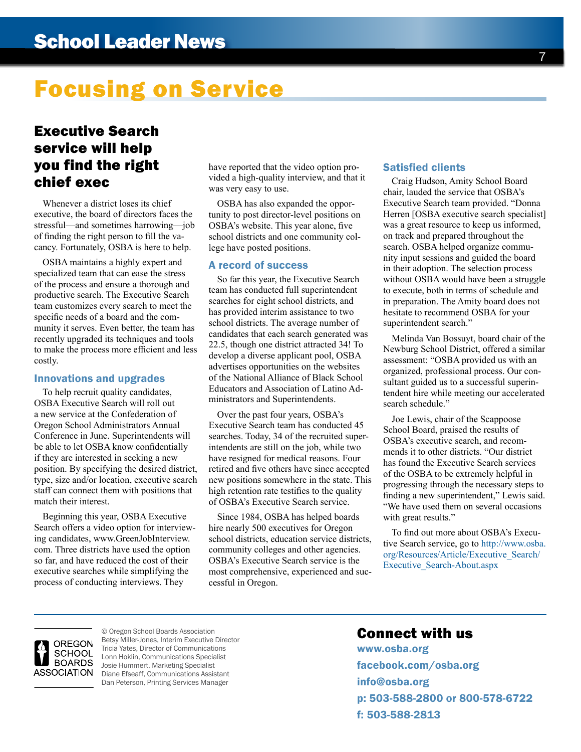# Focusing on Service

## Executive Search service will help you find the right chief exec

Whenever a district loses its chief executive, the board of directors faces the stressful—and sometimes harrowing—job of finding the right person to fill the vacancy. Fortunately, OSBA is here to help.

OSBA maintains a highly expert and specialized team that can ease the stress of the process and ensure a thorough and productive search. The Executive Search team customizes every search to meet the specific needs of a board and the community it serves. Even better, the team has recently upgraded its techniques and tools to make the process more efficient and less costly.

### Innovations and upgrades

To help recruit quality candidates, OSBA Executive Search will roll out a new service at the Confederation of Oregon School Administrators Annual Conference in June. Superintendents will be able to let OSBA know confidentially if they are interested in seeking a new position. By specifying the desired district, type, size and/or location, executive search staff can connect them with positions that match their interest.

Beginning this year, OSBA Executive Search offers a video option for interviewing candidates, www.GreenJobInterview.com. Three districts have used the option so far, and have reduced the cost of their executive searches while simplifying the process of conducting interviews. They have reported that the video option provided a high-quality interview, and that it was very easy to use.

OSBA has also expanded the opportunity to post director-level positions on OSBA's website. This year alone, five school districts and one community college have posted positions.

### A record of success

So far this year, the Executive Search team has conducted full superintendent searches for eight school districts, and has provided interim assistance to two school districts. The average number of candidates that each search generated was 22.5, though one district attracted 34! To develop a diverse applicant pool, OSBA advertises opportunities on the websites of the National Alliance of Black School Educators and Association of Latino Administrators and Superintendents.

Over the past four years, OSBA's Executive Search team has conducted 45 searches. Today, 34 of the recruited superintendents are still on the job, while two have resigned for medical reasons. Four retired and five others have since accepted new positions somewhere in the state. This high retention rate testifies to the quality of OSBA's Executive Search service.

Since 1984, OSBA has helped boards hire nearly 500 executives for Oregon school districts, education service districts, community colleges and other agencies. OSBA's Executive Search service is the most comprehensive, experienced and successful in Oregon.

### Satisfied clients

Craig Hudson, Amity School Board chair, lauded the service that OSBA's Executive Search team provided. "Donna Herren [OSBA executive search specialist] was a great resource to keep us informed, on track and prepared throughout the search. OSBA helped organize community input sessions and guided the board in their adoption. The selection process without OSBA would have been a struggle to execute, both in terms of schedule and in preparation. The Amity board does not hesitate to recommend OSBA for your superintendent search."

Melinda Van Bossuyt, board chair of the Newburg School District, offered a similar assessment: "OSBA provided us with an organized, professional process. Our consultant guided us to a successful superintendent hire while meeting our accelerated search schedule."

Joe Lewis, chair of the Scappoose School Board, praised the results of OSBA's executive search, and recommends it to other districts. "Our district has found the Executive Search services of the OSBA to be extremely helpful in progressing through the necessary steps to finding a new superintendent," Lewis said. "We have used them on several occasions with great results."

To find out more about OSBA's Executive Search service, go to http://www.osba.org/Resources/Article/Executive_Search/Executive_Search-About.aspx

---

OREGON SCHOOL BOARDS ASSOCIATION

© Oregon School Boards Association
Betsy Miller-Jones, Interim Executive Director
Tricia Yates, Director of Communications
Lonn Hoklin, Communications Specialist
Josie Hummert, Marketing Specialist
Diane Efseaff, Communications Assistant
Dan Peterson, Printing Services Manager

## Connect with us

**www.osba.org**
**facebook.com/osba.org**
**info@osba.org**
**p: 503-588-2800 or 800-578-6722**
**f: 503-588-2813**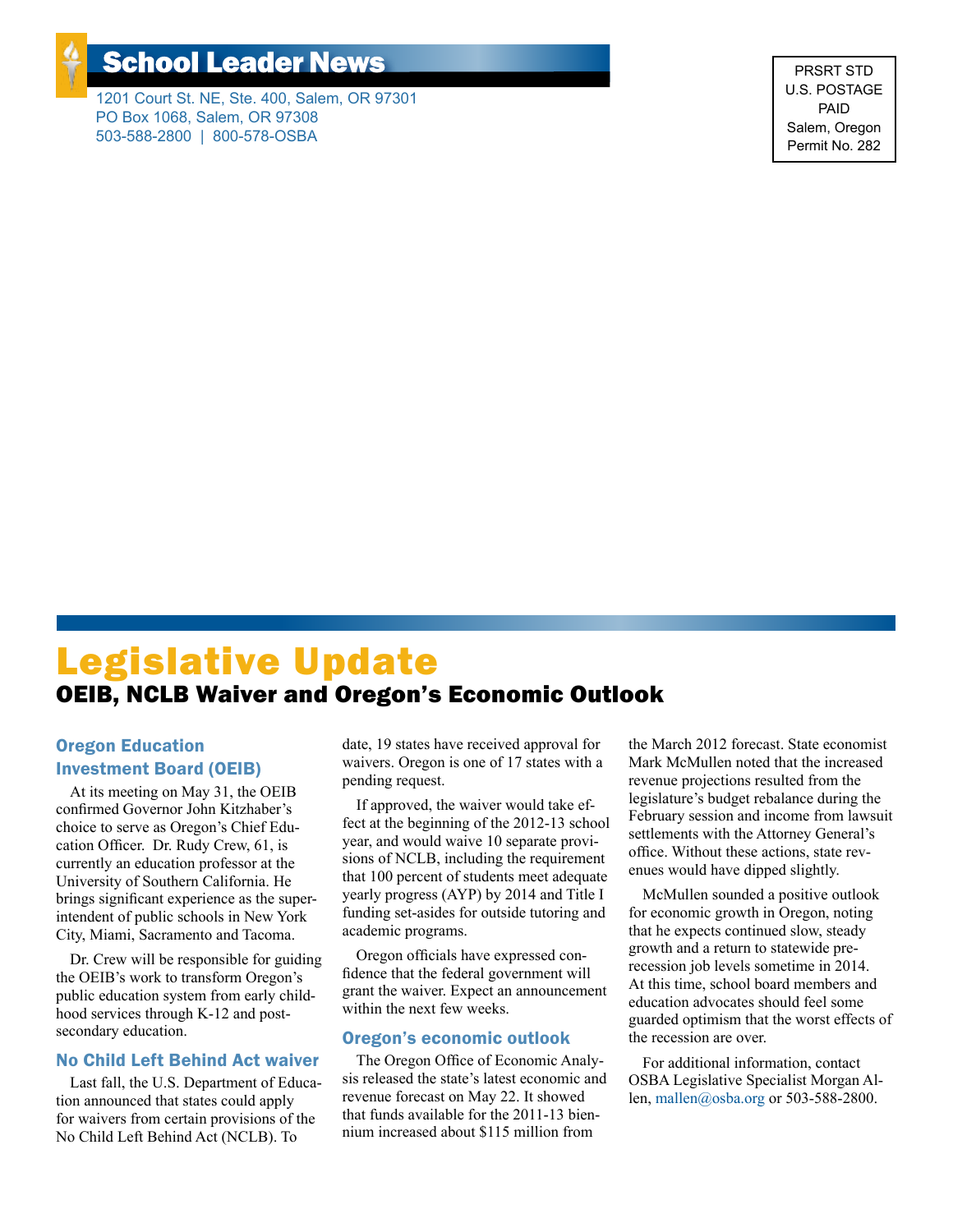## School Leader News

1201 Court St. NE, Ste. 400, Salem, OR 97301
PO Box 1068, Salem, OR 97308
503-588-2800 | 800-578-OSBA

PRSRT STD
U.S. POSTAGE
PAID
Salem, Oregon
Permit No. 282

# Legislative Update

## OEIB, NCLB Waiver and Oregon's Economic Outlook

### Oregon Education Investment Board (OEIB)

At its meeting on May 31, the OEIB confirmed Governor John Kitzhaber's choice to serve as Oregon's Chief Education Officer. Dr. Rudy Crew, 61, is currently an education professor at the University of Southern California. He brings significant experience as the superintendent of public schools in New York City, Miami, Sacramento and Tacoma.

Dr. Crew will be responsible for guiding the OEIB's work to transform Oregon's public education system from early childhood services through K-12 and post-secondary education.

### No Child Left Behind Act waiver

Last fall, the U.S. Department of Education announced that states could apply for waivers from certain provisions of the No Child Left Behind Act (NCLB). To date, 19 states have received approval for waivers. Oregon is one of 17 states with a pending request.

If approved, the waiver would take effect at the beginning of the 2012-13 school year, and would waive 10 separate provisions of NCLB, including the requirement that 100 percent of students meet adequate yearly progress (AYP) by 2014 and Title I funding set-asides for outside tutoring and academic programs.

Oregon officials have expressed confidence that the federal government will grant the waiver. Expect an announcement within the next few weeks.

### Oregon's economic outlook

The Oregon Office of Economic Analysis released the state's latest economic and revenue forecast on May 22. It showed that funds available for the 2011-13 biennium increased about $115 million from the March 2012 forecast. State economist Mark McMullen noted that the increased revenue projections resulted from the legislature's budget rebalance during the February session and income from lawsuit settlements with the Attorney General's office. Without these actions, state revenues would have dipped slightly.

McMullen sounded a positive outlook for economic growth in Oregon, noting that he expects continued slow, steady growth and a return to statewide pre-recession job levels sometime in 2014. At this time, school board members and education advocates should feel some guarded optimism that the worst effects of the recession are over.

For additional information, contact OSBA Legislative Specialist Morgan Allen, mallen@osba.org or 503-588-2800.